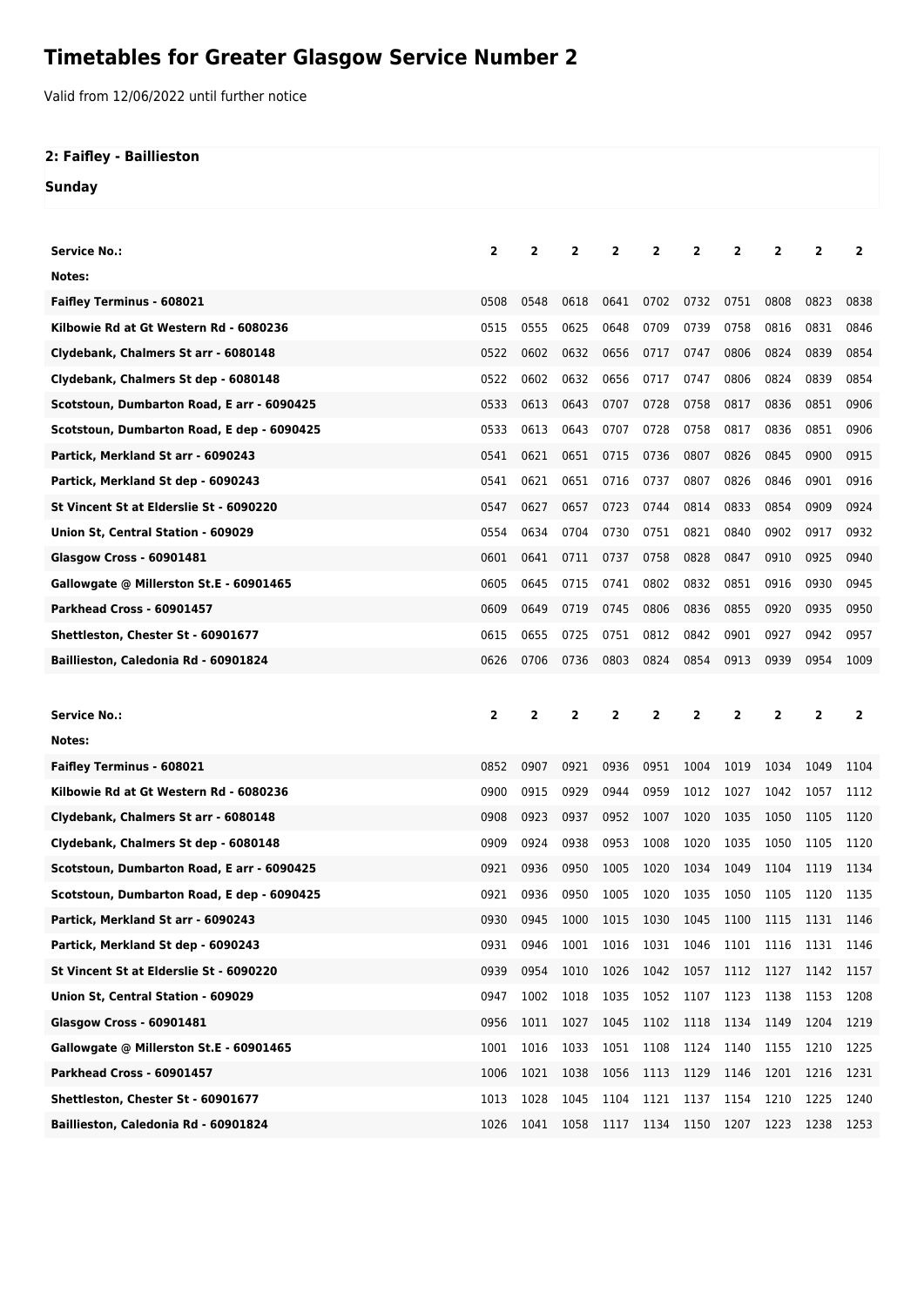# Timetables for Greater Glasgow Service Number 2

Valid from 12/06/2022 until further notice

## 2: Faifley - Baillieston

### Sunday

| Service No.: | 2 | 2 | 2 | 2 | 2 | 2 | 2 | 2 | 2 | 2 |
|---|---|---|---|---|---|---|---|---|---|---|
| Notes: | | | | | | | | | | |
| Faifley Terminus - 608021 | 0508 | 0548 | 0618 | 0641 | 0702 | 0732 | 0751 | 0808 | 0823 | 0838 |
| Kilbowie Rd at Gt Western Rd - 6080236 | 0515 | 0555 | 0625 | 0648 | 0709 | 0739 | 0758 | 0816 | 0831 | 0846 |
| Clydebank, Chalmers St arr - 6080148 | 0522 | 0602 | 0632 | 0656 | 0717 | 0747 | 0806 | 0824 | 0839 | 0854 |
| Clydebank, Chalmers St dep - 6080148 | 0522 | 0602 | 0632 | 0656 | 0717 | 0747 | 0806 | 0824 | 0839 | 0854 |
| Scotstoun, Dumbarton Road, E arr - 6090425 | 0533 | 0613 | 0643 | 0707 | 0728 | 0758 | 0817 | 0836 | 0851 | 0906 |
| Scotstoun, Dumbarton Road, E dep - 6090425 | 0533 | 0613 | 0643 | 0707 | 0728 | 0758 | 0817 | 0836 | 0851 | 0906 |
| Partick, Merkland St arr - 6090243 | 0541 | 0621 | 0651 | 0715 | 0736 | 0807 | 0826 | 0845 | 0900 | 0915 |
| Partick, Merkland St dep - 6090243 | 0541 | 0621 | 0651 | 0716 | 0737 | 0807 | 0826 | 0846 | 0901 | 0916 |
| St Vincent St at Elderslie St - 6090220 | 0547 | 0627 | 0657 | 0723 | 0744 | 0814 | 0833 | 0854 | 0909 | 0924 |
| Union St, Central Station - 609029 | 0554 | 0634 | 0704 | 0730 | 0751 | 0821 | 0840 | 0902 | 0917 | 0932 |
| Glasgow Cross - 60901481 | 0601 | 0641 | 0711 | 0737 | 0758 | 0828 | 0847 | 0910 | 0925 | 0940 |
| Gallowgate @ Millerston St.E - 60901465 | 0605 | 0645 | 0715 | 0741 | 0802 | 0832 | 0851 | 0916 | 0930 | 0945 |
| Parkhead Cross - 60901457 | 0609 | 0649 | 0719 | 0745 | 0806 | 0836 | 0855 | 0920 | 0935 | 0950 |
| Shettleston, Chester St - 60901677 | 0615 | 0655 | 0725 | 0751 | 0812 | 0842 | 0901 | 0927 | 0942 | 0957 |
| Baillieston, Caledonia Rd - 60901824 | 0626 | 0706 | 0736 | 0803 | 0824 | 0854 | 0913 | 0939 | 0954 | 1009 |

| Service No.: | 2 | 2 | 2 | 2 | 2 | 2 | 2 | 2 | 2 | 2 |
|---|---|---|---|---|---|---|---|---|---|---|
| Notes: | | | | | | | | | | |
| Faifley Terminus - 608021 | 0852 | 0907 | 0921 | 0936 | 0951 | 1004 | 1019 | 1034 | 1049 | 1104 |
| Kilbowie Rd at Gt Western Rd - 6080236 | 0900 | 0915 | 0929 | 0944 | 0959 | 1012 | 1027 | 1042 | 1057 | 1112 |
| Clydebank, Chalmers St arr - 6080148 | 0908 | 0923 | 0937 | 0952 | 1007 | 1020 | 1035 | 1050 | 1105 | 1120 |
| Clydebank, Chalmers St dep - 6080148 | 0909 | 0924 | 0938 | 0953 | 1008 | 1020 | 1035 | 1050 | 1105 | 1120 |
| Scotstoun, Dumbarton Road, E arr - 6090425 | 0921 | 0936 | 0950 | 1005 | 1020 | 1034 | 1049 | 1104 | 1119 | 1134 |
| Scotstoun, Dumbarton Road, E dep - 6090425 | 0921 | 0936 | 0950 | 1005 | 1020 | 1035 | 1050 | 1105 | 1120 | 1135 |
| Partick, Merkland St arr - 6090243 | 0930 | 0945 | 1000 | 1015 | 1030 | 1045 | 1100 | 1115 | 1131 | 1146 |
| Partick, Merkland St dep - 6090243 | 0931 | 0946 | 1001 | 1016 | 1031 | 1046 | 1101 | 1116 | 1131 | 1146 |
| St Vincent St at Elderslie St - 6090220 | 0939 | 0954 | 1010 | 1026 | 1042 | 1057 | 1112 | 1127 | 1142 | 1157 |
| Union St, Central Station - 609029 | 0947 | 1002 | 1018 | 1035 | 1052 | 1107 | 1123 | 1138 | 1153 | 1208 |
| Glasgow Cross - 60901481 | 0956 | 1011 | 1027 | 1045 | 1102 | 1118 | 1134 | 1149 | 1204 | 1219 |
| Gallowgate @ Millerston St.E - 60901465 | 1001 | 1016 | 1033 | 1051 | 1108 | 1124 | 1140 | 1155 | 1210 | 1225 |
| Parkhead Cross - 60901457 | 1006 | 1021 | 1038 | 1056 | 1113 | 1129 | 1146 | 1201 | 1216 | 1231 |
| Shettleston, Chester St - 60901677 | 1013 | 1028 | 1045 | 1104 | 1121 | 1137 | 1154 | 1210 | 1225 | 1240 |
| Baillieston, Caledonia Rd - 60901824 | 1026 | 1041 | 1058 | 1117 | 1134 | 1150 | 1207 | 1223 | 1238 | 1253 |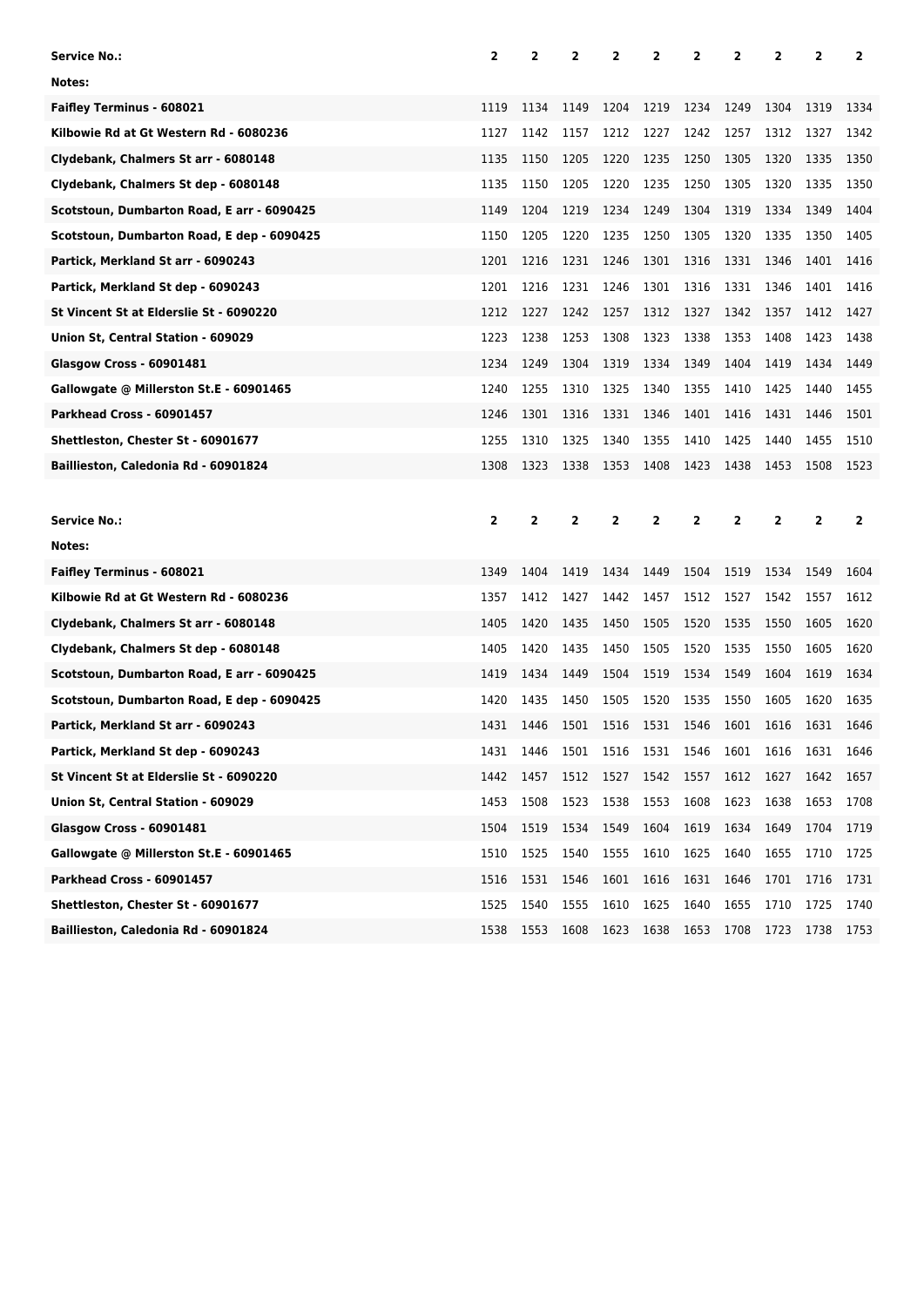| Service No.: | 2 | 2 | 2 | 2 | 2 | 2 | 2 | 2 | 2 | 2 |
|---|---|---|---|---|---|---|---|---|---|---|
| Notes: | | | | | | | | | | |
| Faifley Terminus - 608021 | 1119 | 1134 | 1149 | 1204 | 1219 | 1234 | 1249 | 1304 | 1319 | 1334 |
| Kilbowie Rd at Gt Western Rd - 6080236 | 1127 | 1142 | 1157 | 1212 | 1227 | 1242 | 1257 | 1312 | 1327 | 1342 |
| Clydebank, Chalmers St arr - 6080148 | 1135 | 1150 | 1205 | 1220 | 1235 | 1250 | 1305 | 1320 | 1335 | 1350 |
| Clydebank, Chalmers St dep - 6080148 | 1135 | 1150 | 1205 | 1220 | 1235 | 1250 | 1305 | 1320 | 1335 | 1350 |
| Scotstoun, Dumbarton Road, E arr - 6090425 | 1149 | 1204 | 1219 | 1234 | 1249 | 1304 | 1319 | 1334 | 1349 | 1404 |
| Scotstoun, Dumbarton Road, E dep - 6090425 | 1150 | 1205 | 1220 | 1235 | 1250 | 1305 | 1320 | 1335 | 1350 | 1405 |
| Partick, Merkland St arr - 6090243 | 1201 | 1216 | 1231 | 1246 | 1301 | 1316 | 1331 | 1346 | 1401 | 1416 |
| Partick, Merkland St dep - 6090243 | 1201 | 1216 | 1231 | 1246 | 1301 | 1316 | 1331 | 1346 | 1401 | 1416 |
| St Vincent St at Elderslie St - 6090220 | 1212 | 1227 | 1242 | 1257 | 1312 | 1327 | 1342 | 1357 | 1412 | 1427 |
| Union St, Central Station - 609029 | 1223 | 1238 | 1253 | 1308 | 1323 | 1338 | 1353 | 1408 | 1423 | 1438 |
| Glasgow Cross - 60901481 | 1234 | 1249 | 1304 | 1319 | 1334 | 1349 | 1404 | 1419 | 1434 | 1449 |
| Gallowgate @ Millerston St.E - 60901465 | 1240 | 1255 | 1310 | 1325 | 1340 | 1355 | 1410 | 1425 | 1440 | 1455 |
| Parkhead Cross - 60901457 | 1246 | 1301 | 1316 | 1331 | 1346 | 1401 | 1416 | 1431 | 1446 | 1501 |
| Shettleston, Chester St - 60901677 | 1255 | 1310 | 1325 | 1340 | 1355 | 1410 | 1425 | 1440 | 1455 | 1510 |
| Baillieston, Caledonia Rd - 60901824 | 1308 | 1323 | 1338 | 1353 | 1408 | 1423 | 1438 | 1453 | 1508 | 1523 |

| Service No.: | 2 | 2 | 2 | 2 | 2 | 2 | 2 | 2 | 2 | 2 |
|---|---|---|---|---|---|---|---|---|---|---|
| Notes: | | | | | | | | | | |
| Faifley Terminus - 608021 | 1349 | 1404 | 1419 | 1434 | 1449 | 1504 | 1519 | 1534 | 1549 | 1604 |
| Kilbowie Rd at Gt Western Rd - 6080236 | 1357 | 1412 | 1427 | 1442 | 1457 | 1512 | 1527 | 1542 | 1557 | 1612 |
| Clydebank, Chalmers St arr - 6080148 | 1405 | 1420 | 1435 | 1450 | 1505 | 1520 | 1535 | 1550 | 1605 | 1620 |
| Clydebank, Chalmers St dep - 6080148 | 1405 | 1420 | 1435 | 1450 | 1505 | 1520 | 1535 | 1550 | 1605 | 1620 |
| Scotstoun, Dumbarton Road, E arr - 6090425 | 1419 | 1434 | 1449 | 1504 | 1519 | 1534 | 1549 | 1604 | 1619 | 1634 |
| Scotstoun, Dumbarton Road, E dep - 6090425 | 1420 | 1435 | 1450 | 1505 | 1520 | 1535 | 1550 | 1605 | 1620 | 1635 |
| Partick, Merkland St arr - 6090243 | 1431 | 1446 | 1501 | 1516 | 1531 | 1546 | 1601 | 1616 | 1631 | 1646 |
| Partick, Merkland St dep - 6090243 | 1431 | 1446 | 1501 | 1516 | 1531 | 1546 | 1601 | 1616 | 1631 | 1646 |
| St Vincent St at Elderslie St - 6090220 | 1442 | 1457 | 1512 | 1527 | 1542 | 1557 | 1612 | 1627 | 1642 | 1657 |
| Union St, Central Station - 609029 | 1453 | 1508 | 1523 | 1538 | 1553 | 1608 | 1623 | 1638 | 1653 | 1708 |
| Glasgow Cross - 60901481 | 1504 | 1519 | 1534 | 1549 | 1604 | 1619 | 1634 | 1649 | 1704 | 1719 |
| Gallowgate @ Millerston St.E - 60901465 | 1510 | 1525 | 1540 | 1555 | 1610 | 1625 | 1640 | 1655 | 1710 | 1725 |
| Parkhead Cross - 60901457 | 1516 | 1531 | 1546 | 1601 | 1616 | 1631 | 1646 | 1701 | 1716 | 1731 |
| Shettleston, Chester St - 60901677 | 1525 | 1540 | 1555 | 1610 | 1625 | 1640 | 1655 | 1710 | 1725 | 1740 |
| Baillieston, Caledonia Rd - 60901824 | 1538 | 1553 | 1608 | 1623 | 1638 | 1653 | 1708 | 1723 | 1738 | 1753 |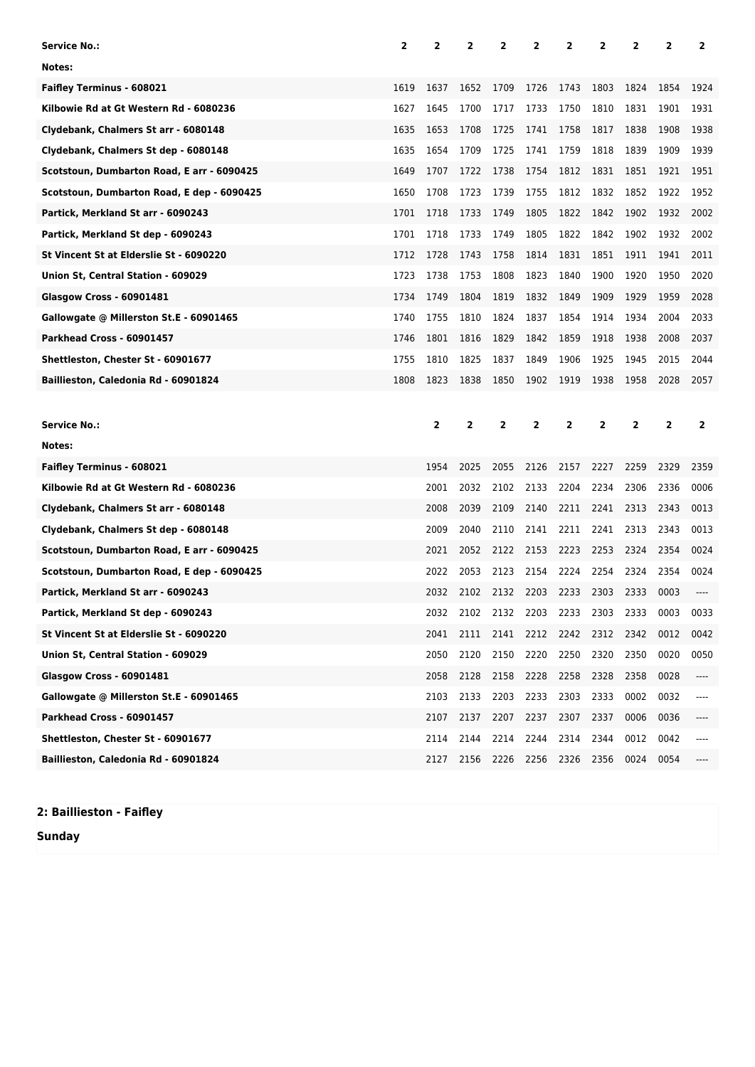| Service No.: | 2 | 2 | 2 | 2 | 2 | 2 | 2 | 2 | 2 | 2 |
|---|---|---|---|---|---|---|---|---|---|---|
| Notes: | | | | | | | | | | |
| Faifley Terminus - 608021 | 1619 | 1637 | 1652 | 1709 | 1726 | 1743 | 1803 | 1824 | 1854 | 1924 |
| Kilbowie Rd at Gt Western Rd - 6080236 | 1627 | 1645 | 1700 | 1717 | 1733 | 1750 | 1810 | 1831 | 1901 | 1931 |
| Clydebank, Chalmers St arr - 6080148 | 1635 | 1653 | 1708 | 1725 | 1741 | 1758 | 1817 | 1838 | 1908 | 1938 |
| Clydebank, Chalmers St dep - 6080148 | 1635 | 1654 | 1709 | 1725 | 1741 | 1759 | 1818 | 1839 | 1909 | 1939 |
| Scotstoun, Dumbarton Road, E arr - 6090425 | 1649 | 1707 | 1722 | 1738 | 1754 | 1812 | 1831 | 1851 | 1921 | 1951 |
| Scotstoun, Dumbarton Road, E dep - 6090425 | 1650 | 1708 | 1723 | 1739 | 1755 | 1812 | 1832 | 1852 | 1922 | 1952 |
| Partick, Merkland St arr - 6090243 | 1701 | 1718 | 1733 | 1749 | 1805 | 1822 | 1842 | 1902 | 1932 | 2002 |
| Partick, Merkland St dep - 6090243 | 1701 | 1718 | 1733 | 1749 | 1805 | 1822 | 1842 | 1902 | 1932 | 2002 |
| St Vincent St at Elderslie St - 6090220 | 1712 | 1728 | 1743 | 1758 | 1814 | 1831 | 1851 | 1911 | 1941 | 2011 |
| Union St, Central Station - 609029 | 1723 | 1738 | 1753 | 1808 | 1823 | 1840 | 1900 | 1920 | 1950 | 2020 |
| Glasgow Cross - 60901481 | 1734 | 1749 | 1804 | 1819 | 1832 | 1849 | 1909 | 1929 | 1959 | 2028 |
| Gallowgate @ Millerston St.E - 60901465 | 1740 | 1755 | 1810 | 1824 | 1837 | 1854 | 1914 | 1934 | 2004 | 2033 |
| Parkhead Cross - 60901457 | 1746 | 1801 | 1816 | 1829 | 1842 | 1859 | 1918 | 1938 | 2008 | 2037 |
| Shettleston, Chester St - 60901677 | 1755 | 1810 | 1825 | 1837 | 1849 | 1906 | 1925 | 1945 | 2015 | 2044 |
| Baillieston, Caledonia Rd - 60901824 | 1808 | 1823 | 1838 | 1850 | 1902 | 1919 | 1938 | 1958 | 2028 | 2057 |

| Service No.: | 2 | 2 | 2 | 2 | 2 | 2 | 2 | 2 | 2 |
|---|---|---|---|---|---|---|---|---|---|
| Notes: | | | | | | | | | |
| Faifley Terminus - 608021 | 1954 | 2025 | 2055 | 2126 | 2157 | 2227 | 2259 | 2329 | 2359 |
| Kilbowie Rd at Gt Western Rd - 6080236 | 2001 | 2032 | 2102 | 2133 | 2204 | 2234 | 2306 | 2336 | 0006 |
| Clydebank, Chalmers St arr - 6080148 | 2008 | 2039 | 2109 | 2140 | 2211 | 2241 | 2313 | 2343 | 0013 |
| Clydebank, Chalmers St dep - 6080148 | 2009 | 2040 | 2110 | 2141 | 2211 | 2241 | 2313 | 2343 | 0013 |
| Scotstoun, Dumbarton Road, E arr - 6090425 | 2021 | 2052 | 2122 | 2153 | 2223 | 2253 | 2324 | 2354 | 0024 |
| Scotstoun, Dumbarton Road, E dep - 6090425 | 2022 | 2053 | 2123 | 2154 | 2224 | 2254 | 2324 | 2354 | 0024 |
| Partick, Merkland St arr - 6090243 | 2032 | 2102 | 2132 | 2203 | 2233 | 2303 | 2333 | 0003 | ---- |
| Partick, Merkland St dep - 6090243 | 2032 | 2102 | 2132 | 2203 | 2233 | 2303 | 2333 | 0003 | 0033 |
| St Vincent St at Elderslie St - 6090220 | 2041 | 2111 | 2141 | 2212 | 2242 | 2312 | 2342 | 0012 | 0042 |
| Union St, Central Station - 609029 | 2050 | 2120 | 2150 | 2220 | 2250 | 2320 | 2350 | 0020 | 0050 |
| Glasgow Cross - 60901481 | 2058 | 2128 | 2158 | 2228 | 2258 | 2328 | 2358 | 0028 | ---- |
| Gallowgate @ Millerston St.E - 60901465 | 2103 | 2133 | 2203 | 2233 | 2303 | 2333 | 0002 | 0032 | ---- |
| Parkhead Cross - 60901457 | 2107 | 2137 | 2207 | 2237 | 2307 | 2337 | 0006 | 0036 | ---- |
| Shettleston, Chester St - 60901677 | 2114 | 2144 | 2214 | 2244 | 2314 | 2344 | 0012 | 0042 | ---- |
| Baillieston, Caledonia Rd - 60901824 | 2127 | 2156 | 2226 | 2256 | 2326 | 2356 | 0024 | 0054 | ---- |

**2: Baillieston - Faifley**

**Sunday**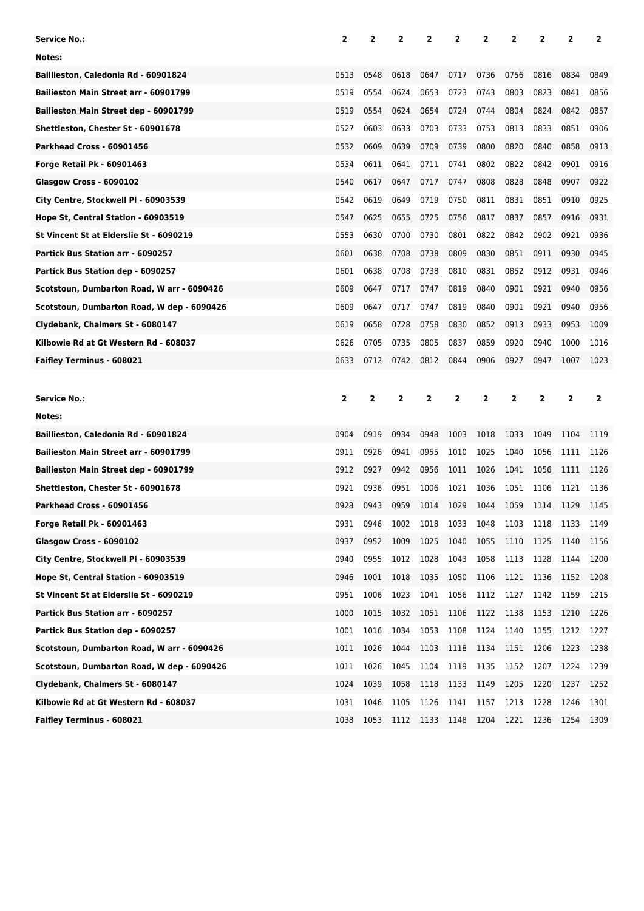| Service No.: | 2 | 2 | 2 | 2 | 2 | 2 | 2 | 2 | 2 | 2 |
|---|---|---|---|---|---|---|---|---|---|---|
| Notes: | | | | | | | | | | |
| Baillieston, Caledonia Rd - 60901824 | 0513 | 0548 | 0618 | 0647 | 0717 | 0736 | 0756 | 0816 | 0834 | 0849 |
| Bailieston Main Street arr - 60901799 | 0519 | 0554 | 0624 | 0653 | 0723 | 0743 | 0803 | 0823 | 0841 | 0856 |
| Bailieston Main Street dep - 60901799 | 0519 | 0554 | 0624 | 0654 | 0724 | 0744 | 0804 | 0824 | 0842 | 0857 |
| Shettleston, Chester St - 60901678 | 0527 | 0603 | 0633 | 0703 | 0733 | 0753 | 0813 | 0833 | 0851 | 0906 |
| Parkhead Cross - 60901456 | 0532 | 0609 | 0639 | 0709 | 0739 | 0800 | 0820 | 0840 | 0858 | 0913 |
| Forge Retail Pk - 60901463 | 0534 | 0611 | 0641 | 0711 | 0741 | 0802 | 0822 | 0842 | 0901 | 0916 |
| Glasgow Cross - 6090102 | 0540 | 0617 | 0647 | 0717 | 0747 | 0808 | 0828 | 0848 | 0907 | 0922 |
| City Centre, Stockwell Pl - 60903539 | 0542 | 0619 | 0649 | 0719 | 0750 | 0811 | 0831 | 0851 | 0910 | 0925 |
| Hope St, Central Station - 60903519 | 0547 | 0625 | 0655 | 0725 | 0756 | 0817 | 0837 | 0857 | 0916 | 0931 |
| St Vincent St at Elderslie St - 6090219 | 0553 | 0630 | 0700 | 0730 | 0801 | 0822 | 0842 | 0902 | 0921 | 0936 |
| Partick Bus Station arr - 6090257 | 0601 | 0638 | 0708 | 0738 | 0809 | 0830 | 0851 | 0911 | 0930 | 0945 |
| Partick Bus Station dep - 6090257 | 0601 | 0638 | 0708 | 0738 | 0810 | 0831 | 0852 | 0912 | 0931 | 0946 |
| Scotstoun, Dumbarton Road, W arr - 6090426 | 0609 | 0647 | 0717 | 0747 | 0819 | 0840 | 0901 | 0921 | 0940 | 0956 |
| Scotstoun, Dumbarton Road, W dep - 6090426 | 0609 | 0647 | 0717 | 0747 | 0819 | 0840 | 0901 | 0921 | 0940 | 0956 |
| Clydebank, Chalmers St - 6080147 | 0619 | 0658 | 0728 | 0758 | 0830 | 0852 | 0913 | 0933 | 0953 | 1009 |
| Kilbowie Rd at Gt Western Rd - 608037 | 0626 | 0705 | 0735 | 0805 | 0837 | 0859 | 0920 | 0940 | 1000 | 1016 |
| Faifley Terminus - 608021 | 0633 | 0712 | 0742 | 0812 | 0844 | 0906 | 0927 | 0947 | 1007 | 1023 |

| Service No.: | 2 | 2 | 2 | 2 | 2 | 2 | 2 | 2 | 2 | 2 |
|---|---|---|---|---|---|---|---|---|---|---|
| Notes: | | | | | | | | | | |
| Baillieston, Caledonia Rd - 60901824 | 0904 | 0919 | 0934 | 0948 | 1003 | 1018 | 1033 | 1049 | 1104 | 1119 |
| Bailieston Main Street arr - 60901799 | 0911 | 0926 | 0941 | 0955 | 1010 | 1025 | 1040 | 1056 | 1111 | 1126 |
| Bailieston Main Street dep - 60901799 | 0912 | 0927 | 0942 | 0956 | 1011 | 1026 | 1041 | 1056 | 1111 | 1126 |
| Shettleston, Chester St - 60901678 | 0921 | 0936 | 0951 | 1006 | 1021 | 1036 | 1051 | 1106 | 1121 | 1136 |
| Parkhead Cross - 60901456 | 0928 | 0943 | 0959 | 1014 | 1029 | 1044 | 1059 | 1114 | 1129 | 1145 |
| Forge Retail Pk - 60901463 | 0931 | 0946 | 1002 | 1018 | 1033 | 1048 | 1103 | 1118 | 1133 | 1149 |
| Glasgow Cross - 6090102 | 0937 | 0952 | 1009 | 1025 | 1040 | 1055 | 1110 | 1125 | 1140 | 1156 |
| City Centre, Stockwell Pl - 60903539 | 0940 | 0955 | 1012 | 1028 | 1043 | 1058 | 1113 | 1128 | 1144 | 1200 |
| Hope St, Central Station - 60903519 | 0946 | 1001 | 1018 | 1035 | 1050 | 1106 | 1121 | 1136 | 1152 | 1208 |
| St Vincent St at Elderslie St - 6090219 | 0951 | 1006 | 1023 | 1041 | 1056 | 1112 | 1127 | 1142 | 1159 | 1215 |
| Partick Bus Station arr - 6090257 | 1000 | 1015 | 1032 | 1051 | 1106 | 1122 | 1138 | 1153 | 1210 | 1226 |
| Partick Bus Station dep - 6090257 | 1001 | 1016 | 1034 | 1053 | 1108 | 1124 | 1140 | 1155 | 1212 | 1227 |
| Scotstoun, Dumbarton Road, W arr - 6090426 | 1011 | 1026 | 1044 | 1103 | 1118 | 1134 | 1151 | 1206 | 1223 | 1238 |
| Scotstoun, Dumbarton Road, W dep - 6090426 | 1011 | 1026 | 1045 | 1104 | 1119 | 1135 | 1152 | 1207 | 1224 | 1239 |
| Clydebank, Chalmers St - 6080147 | 1024 | 1039 | 1058 | 1118 | 1133 | 1149 | 1205 | 1220 | 1237 | 1252 |
| Kilbowie Rd at Gt Western Rd - 608037 | 1031 | 1046 | 1105 | 1126 | 1141 | 1157 | 1213 | 1228 | 1246 | 1301 |
| Faifley Terminus - 608021 | 1038 | 1053 | 1112 | 1133 | 1148 | 1204 | 1221 | 1236 | 1254 | 1309 |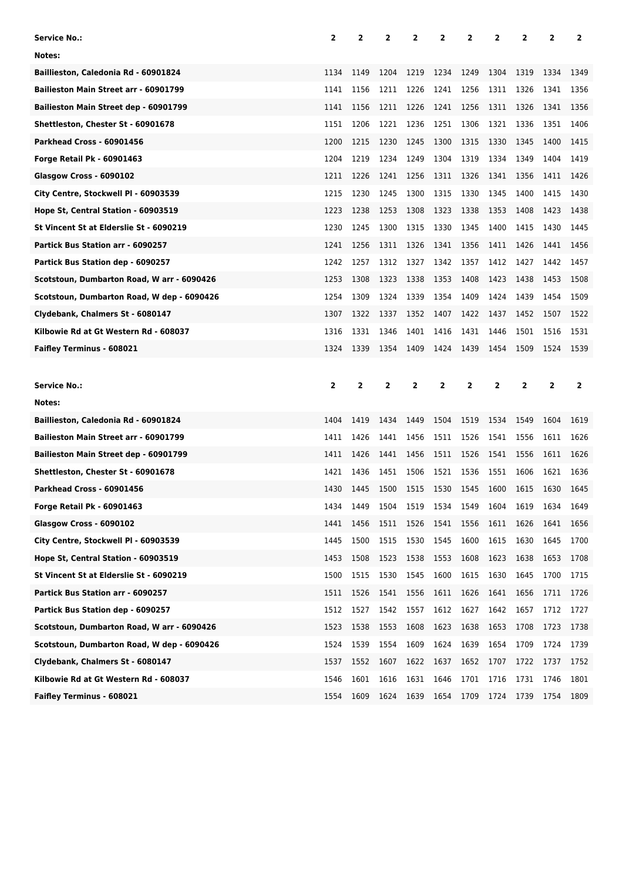| Service No.: | 2 | 2 | 2 | 2 | 2 | 2 | 2 | 2 | 2 | 2 |
|---|---|---|---|---|---|---|---|---|---|---|
| Notes: | | | | | | | | | | |
| Baillieston, Caledonia Rd - 60901824 | 1134 | 1149 | 1204 | 1219 | 1234 | 1249 | 1304 | 1319 | 1334 | 1349 |
| Bailieston Main Street arr - 60901799 | 1141 | 1156 | 1211 | 1226 | 1241 | 1256 | 1311 | 1326 | 1341 | 1356 |
| Bailieston Main Street dep - 60901799 | 1141 | 1156 | 1211 | 1226 | 1241 | 1256 | 1311 | 1326 | 1341 | 1356 |
| Shettleston, Chester St - 60901678 | 1151 | 1206 | 1221 | 1236 | 1251 | 1306 | 1321 | 1336 | 1351 | 1406 |
| Parkhead Cross - 60901456 | 1200 | 1215 | 1230 | 1245 | 1300 | 1315 | 1330 | 1345 | 1400 | 1415 |
| Forge Retail Pk - 60901463 | 1204 | 1219 | 1234 | 1249 | 1304 | 1319 | 1334 | 1349 | 1404 | 1419 |
| Glasgow Cross - 6090102 | 1211 | 1226 | 1241 | 1256 | 1311 | 1326 | 1341 | 1356 | 1411 | 1426 |
| City Centre, Stockwell Pl - 60903539 | 1215 | 1230 | 1245 | 1300 | 1315 | 1330 | 1345 | 1400 | 1415 | 1430 |
| Hope St, Central Station - 60903519 | 1223 | 1238 | 1253 | 1308 | 1323 | 1338 | 1353 | 1408 | 1423 | 1438 |
| St Vincent St at Elderslie St - 6090219 | 1230 | 1245 | 1300 | 1315 | 1330 | 1345 | 1400 | 1415 | 1430 | 1445 |
| Partick Bus Station arr - 6090257 | 1241 | 1256 | 1311 | 1326 | 1341 | 1356 | 1411 | 1426 | 1441 | 1456 |
| Partick Bus Station dep - 6090257 | 1242 | 1257 | 1312 | 1327 | 1342 | 1357 | 1412 | 1427 | 1442 | 1457 |
| Scotstoun, Dumbarton Road, W arr - 6090426 | 1253 | 1308 | 1323 | 1338 | 1353 | 1408 | 1423 | 1438 | 1453 | 1508 |
| Scotstoun, Dumbarton Road, W dep - 6090426 | 1254 | 1309 | 1324 | 1339 | 1354 | 1409 | 1424 | 1439 | 1454 | 1509 |
| Clydebank, Chalmers St - 6080147 | 1307 | 1322 | 1337 | 1352 | 1407 | 1422 | 1437 | 1452 | 1507 | 1522 |
| Kilbowie Rd at Gt Western Rd - 608037 | 1316 | 1331 | 1346 | 1401 | 1416 | 1431 | 1446 | 1501 | 1516 | 1531 |
| Faifley Terminus - 608021 | 1324 | 1339 | 1354 | 1409 | 1424 | 1439 | 1454 | 1509 | 1524 | 1539 |

| Service No.: | 2 | 2 | 2 | 2 | 2 | 2 | 2 | 2 | 2 | 2 |
|---|---|---|---|---|---|---|---|---|---|---|
| Notes: | | | | | | | | | | |
| Baillieston, Caledonia Rd - 60901824 | 1404 | 1419 | 1434 | 1449 | 1504 | 1519 | 1534 | 1549 | 1604 | 1619 |
| Bailieston Main Street arr - 60901799 | 1411 | 1426 | 1441 | 1456 | 1511 | 1526 | 1541 | 1556 | 1611 | 1626 |
| Bailieston Main Street dep - 60901799 | 1411 | 1426 | 1441 | 1456 | 1511 | 1526 | 1541 | 1556 | 1611 | 1626 |
| Shettleston, Chester St - 60901678 | 1421 | 1436 | 1451 | 1506 | 1521 | 1536 | 1551 | 1606 | 1621 | 1636 |
| Parkhead Cross - 60901456 | 1430 | 1445 | 1500 | 1515 | 1530 | 1545 | 1600 | 1615 | 1630 | 1645 |
| Forge Retail Pk - 60901463 | 1434 | 1449 | 1504 | 1519 | 1534 | 1549 | 1604 | 1619 | 1634 | 1649 |
| Glasgow Cross - 6090102 | 1441 | 1456 | 1511 | 1526 | 1541 | 1556 | 1611 | 1626 | 1641 | 1656 |
| City Centre, Stockwell Pl - 60903539 | 1445 | 1500 | 1515 | 1530 | 1545 | 1600 | 1615 | 1630 | 1645 | 1700 |
| Hope St, Central Station - 60903519 | 1453 | 1508 | 1523 | 1538 | 1553 | 1608 | 1623 | 1638 | 1653 | 1708 |
| St Vincent St at Elderslie St - 6090219 | 1500 | 1515 | 1530 | 1545 | 1600 | 1615 | 1630 | 1645 | 1700 | 1715 |
| Partick Bus Station arr - 6090257 | 1511 | 1526 | 1541 | 1556 | 1611 | 1626 | 1641 | 1656 | 1711 | 1726 |
| Partick Bus Station dep - 6090257 | 1512 | 1527 | 1542 | 1557 | 1612 | 1627 | 1642 | 1657 | 1712 | 1727 |
| Scotstoun, Dumbarton Road, W arr - 6090426 | 1523 | 1538 | 1553 | 1608 | 1623 | 1638 | 1653 | 1708 | 1723 | 1738 |
| Scotstoun, Dumbarton Road, W dep - 6090426 | 1524 | 1539 | 1554 | 1609 | 1624 | 1639 | 1654 | 1709 | 1724 | 1739 |
| Clydebank, Chalmers St - 6080147 | 1537 | 1552 | 1607 | 1622 | 1637 | 1652 | 1707 | 1722 | 1737 | 1752 |
| Kilbowie Rd at Gt Western Rd - 608037 | 1546 | 1601 | 1616 | 1631 | 1646 | 1701 | 1716 | 1731 | 1746 | 1801 |
| Faifley Terminus - 608021 | 1554 | 1609 | 1624 | 1639 | 1654 | 1709 | 1724 | 1739 | 1754 | 1809 |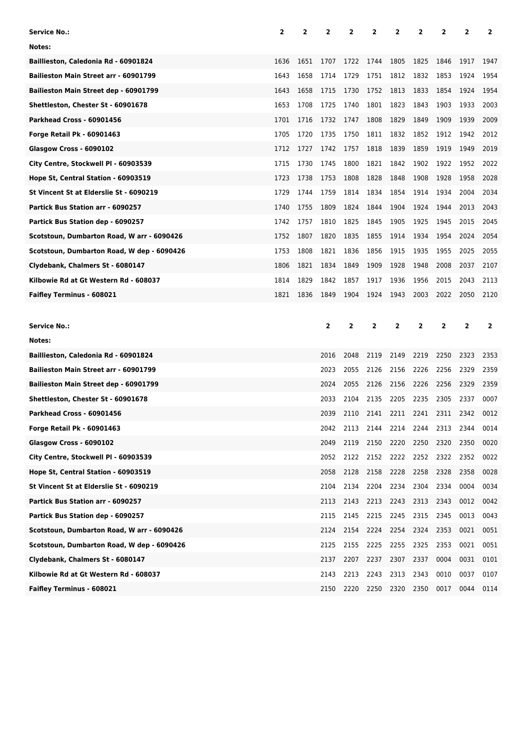| Service No.: | 2 | 2 | 2 | 2 | 2 | 2 | 2 | 2 | 2 | 2 |
|---|---|---|---|---|---|---|---|---|---|---|
| Notes: | | | | | | | | | | |
| Baillieston, Caledonia Rd - 60901824 | 1636 | 1651 | 1707 | 1722 | 1744 | 1805 | 1825 | 1846 | 1917 | 1947 |
| Bailieston Main Street arr - 60901799 | 1643 | 1658 | 1714 | 1729 | 1751 | 1812 | 1832 | 1853 | 1924 | 1954 |
| Bailieston Main Street dep - 60901799 | 1643 | 1658 | 1715 | 1730 | 1752 | 1813 | 1833 | 1854 | 1924 | 1954 |
| Shettleston, Chester St - 60901678 | 1653 | 1708 | 1725 | 1740 | 1801 | 1823 | 1843 | 1903 | 1933 | 2003 |
| Parkhead Cross - 60901456 | 1701 | 1716 | 1732 | 1747 | 1808 | 1829 | 1849 | 1909 | 1939 | 2009 |
| Forge Retail Pk - 60901463 | 1705 | 1720 | 1735 | 1750 | 1811 | 1832 | 1852 | 1912 | 1942 | 2012 |
| Glasgow Cross - 6090102 | 1712 | 1727 | 1742 | 1757 | 1818 | 1839 | 1859 | 1919 | 1949 | 2019 |
| City Centre, Stockwell Pl - 60903539 | 1715 | 1730 | 1745 | 1800 | 1821 | 1842 | 1902 | 1922 | 1952 | 2022 |
| Hope St, Central Station - 60903519 | 1723 | 1738 | 1753 | 1808 | 1828 | 1848 | 1908 | 1928 | 1958 | 2028 |
| St Vincent St at Elderslie St - 6090219 | 1729 | 1744 | 1759 | 1814 | 1834 | 1854 | 1914 | 1934 | 2004 | 2034 |
| Partick Bus Station arr - 6090257 | 1740 | 1755 | 1809 | 1824 | 1844 | 1904 | 1924 | 1944 | 2013 | 2043 |
| Partick Bus Station dep - 6090257 | 1742 | 1757 | 1810 | 1825 | 1845 | 1905 | 1925 | 1945 | 2015 | 2045 |
| Scotstoun, Dumbarton Road, W arr - 6090426 | 1752 | 1807 | 1820 | 1835 | 1855 | 1914 | 1934 | 1954 | 2024 | 2054 |
| Scotstoun, Dumbarton Road, W dep - 6090426 | 1753 | 1808 | 1821 | 1836 | 1856 | 1915 | 1935 | 1955 | 2025 | 2055 |
| Clydebank, Chalmers St - 6080147 | 1806 | 1821 | 1834 | 1849 | 1909 | 1928 | 1948 | 2008 | 2037 | 2107 |
| Kilbowie Rd at Gt Western Rd - 608037 | 1814 | 1829 | 1842 | 1857 | 1917 | 1936 | 1956 | 2015 | 2043 | 2113 |
| Faifley Terminus - 608021 | 1821 | 1836 | 1849 | 1904 | 1924 | 1943 | 2003 | 2022 | 2050 | 2120 |

| Service No.: | 2 | 2 | 2 | 2 | 2 | 2 | 2 | 2 |
|---|---|---|---|---|---|---|---|---|
| Notes: | | | | | | | | |
| Baillieston, Caledonia Rd - 60901824 | 2016 | 2048 | 2119 | 2149 | 2219 | 2250 | 2323 | 2353 |
| Bailieston Main Street arr - 60901799 | 2023 | 2055 | 2126 | 2156 | 2226 | 2256 | 2329 | 2359 |
| Bailieston Main Street dep - 60901799 | 2024 | 2055 | 2126 | 2156 | 2226 | 2256 | 2329 | 2359 |
| Shettleston, Chester St - 60901678 | 2033 | 2104 | 2135 | 2205 | 2235 | 2305 | 2337 | 0007 |
| Parkhead Cross - 60901456 | 2039 | 2110 | 2141 | 2211 | 2241 | 2311 | 2342 | 0012 |
| Forge Retail Pk - 60901463 | 2042 | 2113 | 2144 | 2214 | 2244 | 2313 | 2344 | 0014 |
| Glasgow Cross - 6090102 | 2049 | 2119 | 2150 | 2220 | 2250 | 2320 | 2350 | 0020 |
| City Centre, Stockwell Pl - 60903539 | 2052 | 2122 | 2152 | 2222 | 2252 | 2322 | 2352 | 0022 |
| Hope St, Central Station - 60903519 | 2058 | 2128 | 2158 | 2228 | 2258 | 2328 | 2358 | 0028 |
| St Vincent St at Elderslie St - 6090219 | 2104 | 2134 | 2204 | 2234 | 2304 | 2334 | 0004 | 0034 |
| Partick Bus Station arr - 6090257 | 2113 | 2143 | 2213 | 2243 | 2313 | 2343 | 0012 | 0042 |
| Partick Bus Station dep - 6090257 | 2115 | 2145 | 2215 | 2245 | 2315 | 2345 | 0013 | 0043 |
| Scotstoun, Dumbarton Road, W arr - 6090426 | 2124 | 2154 | 2224 | 2254 | 2324 | 2353 | 0021 | 0051 |
| Scotstoun, Dumbarton Road, W dep - 6090426 | 2125 | 2155 | 2225 | 2255 | 2325 | 2353 | 0021 | 0051 |
| Clydebank, Chalmers St - 6080147 | 2137 | 2207 | 2237 | 2307 | 2337 | 0004 | 0031 | 0101 |
| Kilbowie Rd at Gt Western Rd - 608037 | 2143 | 2213 | 2243 | 2313 | 2343 | 0010 | 0037 | 0107 |
| Faifley Terminus - 608021 | 2150 | 2220 | 2250 | 2320 | 2350 | 0017 | 0044 | 0114 |